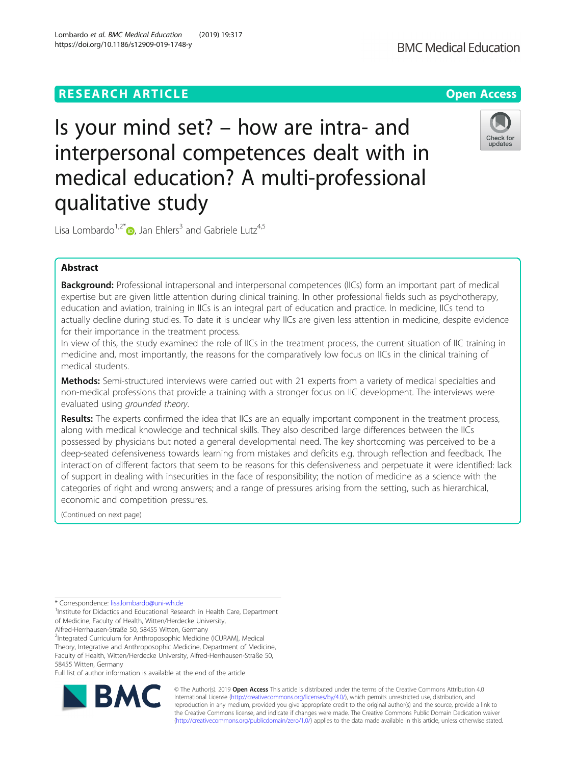RESEARCH ARTICLE

Open Access

# Is your mind set? – how are intra- and interpersonal competences dealt with in medical education? A multi-professional qualitative study

Lisa Lombardo[1,2*], Jan Ehlers[3] and Gabriele Lutz[4,5]

## Abstract

**Background:** Professional intrapersonal and interpersonal competences (IICs) form an important part of medical expertise but are given little attention during clinical training. In other professional fields such as psychotherapy, education and aviation, training in IICs is an integral part of education and practice. In medicine, IICs tend to actually decline during studies. To date it is unclear why IICs are given less attention in medicine, despite evidence for their importance in the treatment process.

In view of this, the study examined the role of IICs in the treatment process, the current situation of IIC training in medicine and, most importantly, the reasons for the comparatively low focus on IICs in the clinical training of medical students.

**Methods:** Semi-structured interviews were carried out with 21 experts from a variety of medical specialties and non-medical professions that provide a training with a stronger focus on IIC development. The interviews were evaluated using *grounded theory*.

**Results:** The experts confirmed the idea that IICs are an equally important component in the treatment process, along with medical knowledge and technical skills. They also described large differences between the IICs possessed by physicians but noted a general developmental need. The key shortcoming was perceived to be a deep-seated defensiveness towards learning from mistakes and deficits e.g. through reflection and feedback. The interaction of different factors that seem to be reasons for this defensiveness and perpetuate it were identified: lack of support in dealing with insecurities in the face of responsibility; the notion of medicine as a science with the categories of right and wrong answers; and a range of pressures arising from the setting, such as hierarchical, economic and competition pressures.

(Continued on next page)

---

* Correspondence: lisa.lombardo@uni-wh.de

[1]Institute for Didactics and Educational Research in Health Care, Department of Medicine, Faculty of Health, Witten/Herdecke University, Alfred-Herrhausen-Straße 50, 58455 Witten, Germany

[2]Integrated Curriculum for Anthroposophic Medicine (ICURAM), Medical Theory, Integrative and Anthroposophic Medicine, Department of Medicine, Faculty of Health, Witten/Herdecke University, Alfred-Herrhausen-Straße 50, 58455 Witten, Germany

Full list of author information is available at the end of the article

© The Author(s). 2019 **Open Access** This article is distributed under the terms of the Creative Commons Attribution 4.0 International License (http://creativecommons.org/licenses/by/4.0/), which permits unrestricted use, distribution, and reproduction in any medium, provided you give appropriate credit to the original author(s) and the source, provide a link to the Creative Commons license, and indicate if changes were made. The Creative Commons Public Domain Dedication waiver (http://creativecommons.org/publicdomain/zero/1.0/) applies to the data made available in this article, unless otherwise stated.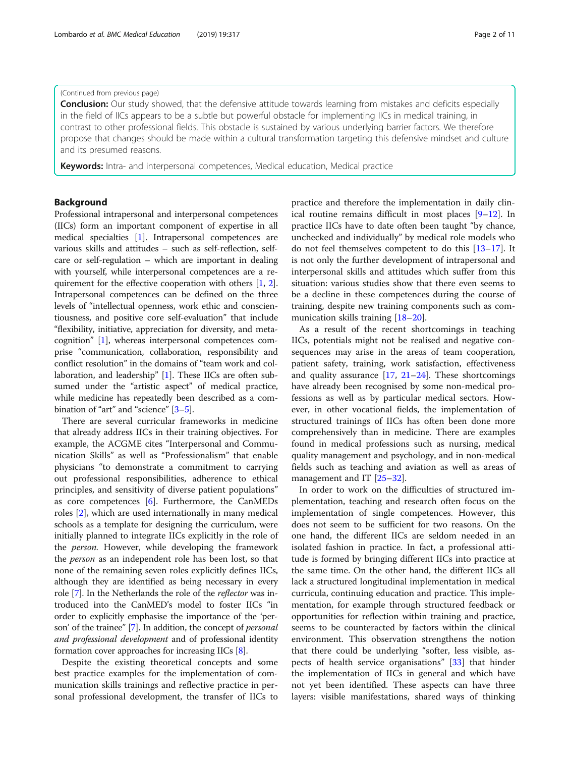(Continued from previous page)

**Conclusion:** Our study showed, that the defensive attitude towards learning from mistakes and deficits especially in the field of IICs appears to be a subtle but powerful obstacle for implementing IICs in medical training, in contrast to other professional fields. This obstacle is sustained by various underlying barrier factors. We therefore propose that changes should be made within a cultural transformation targeting this defensive mindset and culture and its presumed reasons.

**Keywords:** Intra- and interpersonal competences, Medical education, Medical practice

## Background

Professional intrapersonal and interpersonal competences (IICs) form an important component of expertise in all medical specialties [1]. Intrapersonal competences are various skills and attitudes – such as self-reflection, self-care or self-regulation – which are important in dealing with yourself, while interpersonal competences are a requirement for the effective cooperation with others [1, 2]. Intrapersonal competences can be defined on the three levels of "intellectual openness, work ethic and conscientiousness, and positive core self-evaluation" that include "flexibility, initiative, appreciation for diversity, and metacognition" [1], whereas interpersonal competences comprise "communication, collaboration, responsibility and conflict resolution" in the domains of "team work and collaboration, and leadership" [1]. These IICs are often subsumed under the "artistic aspect" of medical practice, while medicine has repeatedly been described as a combination of "art" and "science" [3–5].

There are several curricular frameworks in medicine that already address IICs in their training objectives. For example, the ACGME cites "Interpersonal and Communication Skills" as well as "Professionalism" that enable physicians "to demonstrate a commitment to carrying out professional responsibilities, adherence to ethical principles, and sensitivity of diverse patient populations" as core competences [6]. Furthermore, the CanMEDs roles [2], which are used internationally in many medical schools as a template for designing the curriculum, were initially planned to integrate IICs explicitly in the role of the *person*. However, while developing the framework the *person* as an independent role has been lost, so that none of the remaining seven roles explicitly defines IICs, although they are identified as being necessary in every role [7]. In the Netherlands the role of the *reflector* was introduced into the CanMED's model to foster IICs "in order to explicitly emphasise the importance of the 'person' of the trainee" [7]. In addition, the concept of *personal and professional development* and of professional identity formation cover approaches for increasing IICs [8].

Despite the existing theoretical concepts and some best practice examples for the implementation of communication skills trainings and reflective practice in personal professional development, the transfer of IICs to practice and therefore the implementation in daily clinical routine remains difficult in most places [9–12]. In practice IICs have to date often been taught "by chance, unchecked and individually" by medical role models who do not feel themselves competent to do this [13–17]. It is not only the further development of intrapersonal and interpersonal skills and attitudes which suffer from this situation: various studies show that there even seems to be a decline in these competences during the course of training, despite new training components such as communication skills training [18–20].

As a result of the recent shortcomings in teaching IICs, potentials might not be realised and negative consequences may arise in the areas of team cooperation, patient safety, training, work satisfaction, effectiveness and quality assurance [17, 21–24]. These shortcomings have already been recognised by some non-medical professions as well as by particular medical sectors. However, in other vocational fields, the implementation of structured trainings of IICs has often been done more comprehensively than in medicine. There are examples found in medical professions such as nursing, medical quality management and psychology, and in non-medical fields such as teaching and aviation as well as areas of management and IT [25–32].

In order to work on the difficulties of structured implementation, teaching and research often focus on the implementation of single competences. However, this does not seem to be sufficient for two reasons. On the one hand, the different IICs are seldom needed in an isolated fashion in practice. In fact, a professional attitude is formed by bringing different IICs into practice at the same time. On the other hand, the different IICs all lack a structured longitudinal implementation in medical curricula, continuing education and practice. This implementation, for example through structured feedback or opportunities for reflection within training and practice, seems to be counteracted by factors within the clinical environment. This observation strengthens the notion that there could be underlying "softer, less visible, aspects of health service organisations" [33] that hinder the implementation of IICs in general and which have not yet been identified. These aspects can have three layers: visible manifestations, shared ways of thinking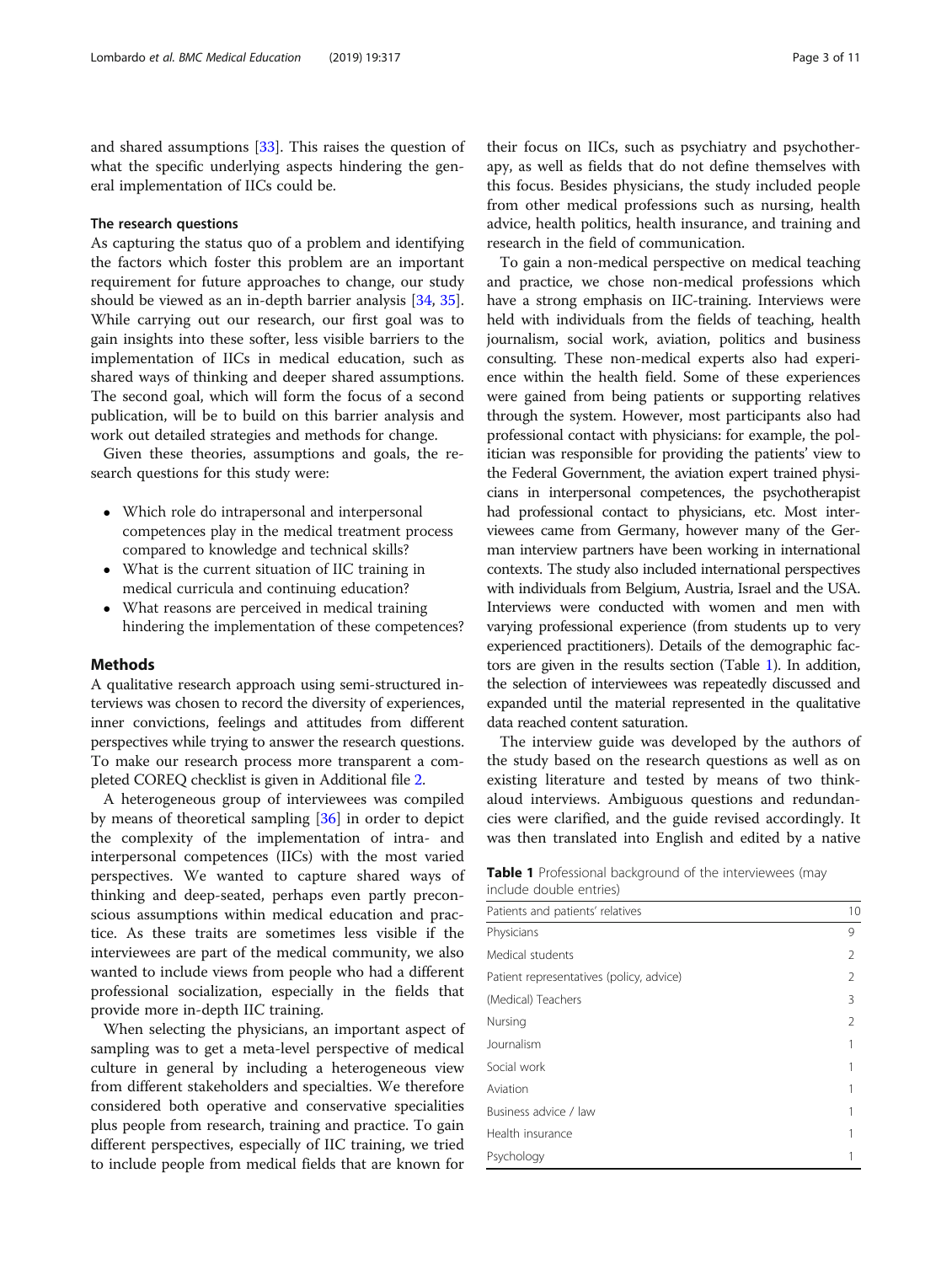and shared assumptions [33]. This raises the question of what the specific underlying aspects hindering the general implementation of IICs could be.

### The research questions

As capturing the status quo of a problem and identifying the factors which foster this problem are an important requirement for future approaches to change, our study should be viewed as an in-depth barrier analysis [34, 35]. While carrying out our research, our first goal was to gain insights into these softer, less visible barriers to the implementation of IICs in medical education, such as shared ways of thinking and deeper shared assumptions. The second goal, which will form the focus of a second publication, will be to build on this barrier analysis and work out detailed strategies and methods for change.

Given these theories, assumptions and goals, the research questions for this study were:

- Which role do intrapersonal and interpersonal competences play in the medical treatment process compared to knowledge and technical skills?
- What is the current situation of IIC training in medical curricula and continuing education?
- What reasons are perceived in medical training hindering the implementation of these competences?

## Methods

A qualitative research approach using semi-structured interviews was chosen to record the diversity of experiences, inner convictions, feelings and attitudes from different perspectives while trying to answer the research questions. To make our research process more transparent a completed COREQ checklist is given in Additional file 2.

A heterogeneous group of interviewees was compiled by means of theoretical sampling [36] in order to depict the complexity of the implementation of intra- and interpersonal competences (IICs) with the most varied perspectives. We wanted to capture shared ways of thinking and deep-seated, perhaps even partly preconscious assumptions within medical education and practice. As these traits are sometimes less visible if the interviewees are part of the medical community, we also wanted to include views from people who had a different professional socialization, especially in the fields that provide more in-depth IIC training.

When selecting the physicians, an important aspect of sampling was to get a meta-level perspective of medical culture in general by including a heterogeneous view from different stakeholders and specialties. We therefore considered both operative and conservative specialities plus people from research, training and practice. To gain different perspectives, especially of IIC training, we tried to include people from medical fields that are known for their focus on IICs, such as psychiatry and psychotherapy, as well as fields that do not define themselves with this focus. Besides physicians, the study included people from other medical professions such as nursing, health advice, health politics, health insurance, and training and research in the field of communication.

To gain a non-medical perspective on medical teaching and practice, we chose non-medical professions which have a strong emphasis on IIC-training. Interviews were held with individuals from the fields of teaching, health journalism, social work, aviation, politics and business consulting. These non-medical experts also had experience within the health field. Some of these experiences were gained from being patients or supporting relatives through the system. However, most participants also had professional contact with physicians: for example, the politician was responsible for providing the patients' view to the Federal Government, the aviation expert trained physicians in interpersonal competences, the psychotherapist had professional contact to physicians, etc. Most interviewees came from Germany, however many of the German interview partners have been working in international contexts. The study also included international perspectives with individuals from Belgium, Austria, Israel and the USA. Interviews were conducted with women and men with varying professional experience (from students up to very experienced practitioners). Details of the demographic factors are given in the results section (Table 1). In addition, the selection of interviewees was repeatedly discussed and expanded until the material represented in the qualitative data reached content saturation.

The interview guide was developed by the authors of the study based on the research questions as well as on existing literature and tested by means of two think-aloud interviews. Ambiguous questions and redundancies were clarified, and the guide revised accordingly. It was then translated into English and edited by a native

**Table 1** Professional background of the interviewees (may include double entries)

| | |
|---|---|
| Patients and patients' relatives | 10 |
| Physicians | 9 |
| Medical students | 2 |
| Patient representatives (policy, advice) | 2 |
| (Medical) Teachers | 3 |
| Nursing | 2 |
| Journalism | 1 |
| Social work | 1 |
| Aviation | 1 |
| Business advice / law | 1 |
| Health insurance | 1 |
| Psychology | 1 |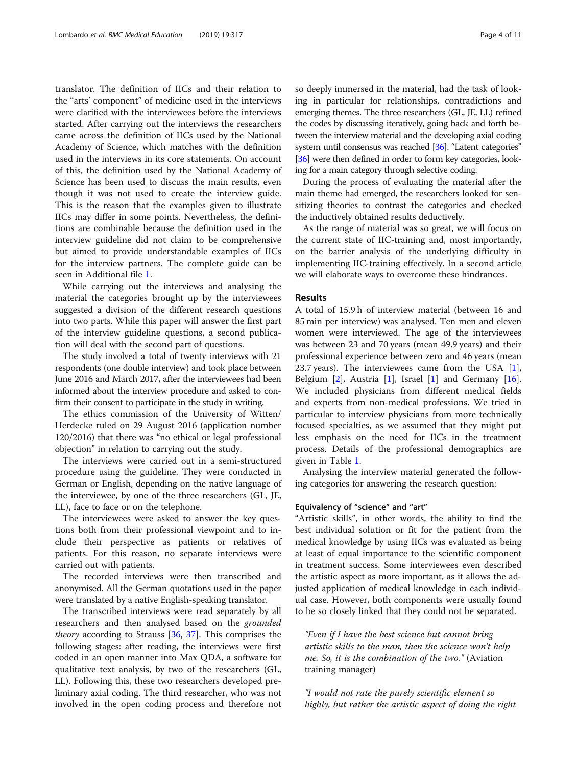translator. The definition of IICs and their relation to the "arts' component" of medicine used in the interviews were clarified with the interviewees before the interviews started. After carrying out the interviews the researchers came across the definition of IICs used by the National Academy of Science, which matches with the definition used in the interviews in its core statements. On account of this, the definition used by the National Academy of Science has been used to discuss the main results, even though it was not used to create the interview guide. This is the reason that the examples given to illustrate IICs may differ in some points. Nevertheless, the definitions are combinable because the definition used in the interview guideline did not claim to be comprehensive but aimed to provide understandable examples of IICs for the interview partners. The complete guide can be seen in Additional file 1.

While carrying out the interviews and analysing the material the categories brought up by the interviewees suggested a division of the different research questions into two parts. While this paper will answer the first part of the interview guideline questions, a second publication will deal with the second part of questions.

The study involved a total of twenty interviews with 21 respondents (one double interview) and took place between June 2016 and March 2017, after the interviewees had been informed about the interview procedure and asked to confirm their consent to participate in the study in writing.

The ethics commission of the University of Witten/Herdecke ruled on 29 August 2016 (application number 120/2016) that there was "no ethical or legal professional objection" in relation to carrying out the study.

The interviews were carried out in a semi-structured procedure using the guideline. They were conducted in German or English, depending on the native language of the interviewee, by one of the three researchers (GL, JE, LL), face to face or on the telephone.

The interviewees were asked to answer the key questions both from their professional viewpoint and to include their perspective as patients or relatives of patients. For this reason, no separate interviews were carried out with patients.

The recorded interviews were then transcribed and anonymised. All the German quotations used in the paper were translated by a native English-speaking translator.

The transcribed interviews were read separately by all researchers and then analysed based on the *grounded theory* according to Strauss [36, 37]. This comprises the following stages: after reading, the interviews were first coded in an open manner into Max QDA, a software for qualitative text analysis, by two of the researchers (GL, LL). Following this, these two researchers developed preliminary axial coding. The third researcher, who was not involved in the open coding process and therefore not so deeply immersed in the material, had the task of looking in particular for relationships, contradictions and emerging themes. The three researchers (GL, JE, LL) refined the codes by discussing iteratively, going back and forth between the interview material and the developing axial coding system until consensus was reached [36]. "Latent categories" [36] were then defined in order to form key categories, looking for a main category through selective coding.

During the process of evaluating the material after the main theme had emerged, the researchers looked for sensitizing theories to contrast the categories and checked the inductively obtained results deductively.

As the range of material was so great, we will focus on the current state of IIC-training and, most importantly, on the barrier analysis of the underlying difficulty in implementing IIC-training effectively. In a second article we will elaborate ways to overcome these hindrances.

## Results

A total of 15.9 h of interview material (between 16 and 85 min per interview) was analysed. Ten men and eleven women were interviewed. The age of the interviewees was between 23 and 70 years (mean 49.9 years) and their professional experience between zero and 46 years (mean 23.7 years). The interviewees came from the USA [1], Belgium [2], Austria [1], Israel [1] and Germany [16]. We included physicians from different medical fields and experts from non-medical professions. We tried in particular to interview physicians from more technically focused specialties, as we assumed that they might put less emphasis on the need for IICs in the treatment process. Details of the professional demographics are given in Table 1.

Analysing the interview material generated the following categories for answering the research question:

### Equivalency of "science" and "art"

"Artistic skills", in other words, the ability to find the best individual solution or fit for the patient from the medical knowledge by using IICs was evaluated as being at least of equal importance to the scientific component in treatment success. Some interviewees even described the artistic aspect as more important, as it allows the adjusted application of medical knowledge in each individual case. However, both components were usually found to be so closely linked that they could not be separated.

> *"Even if I have the best science but cannot bring artistic skills to the man, then the science won't help me. So, it is the combination of the two."* (Aviation training manager)

> *"I would not rate the purely scientific element so highly, but rather the artistic aspect of doing the right*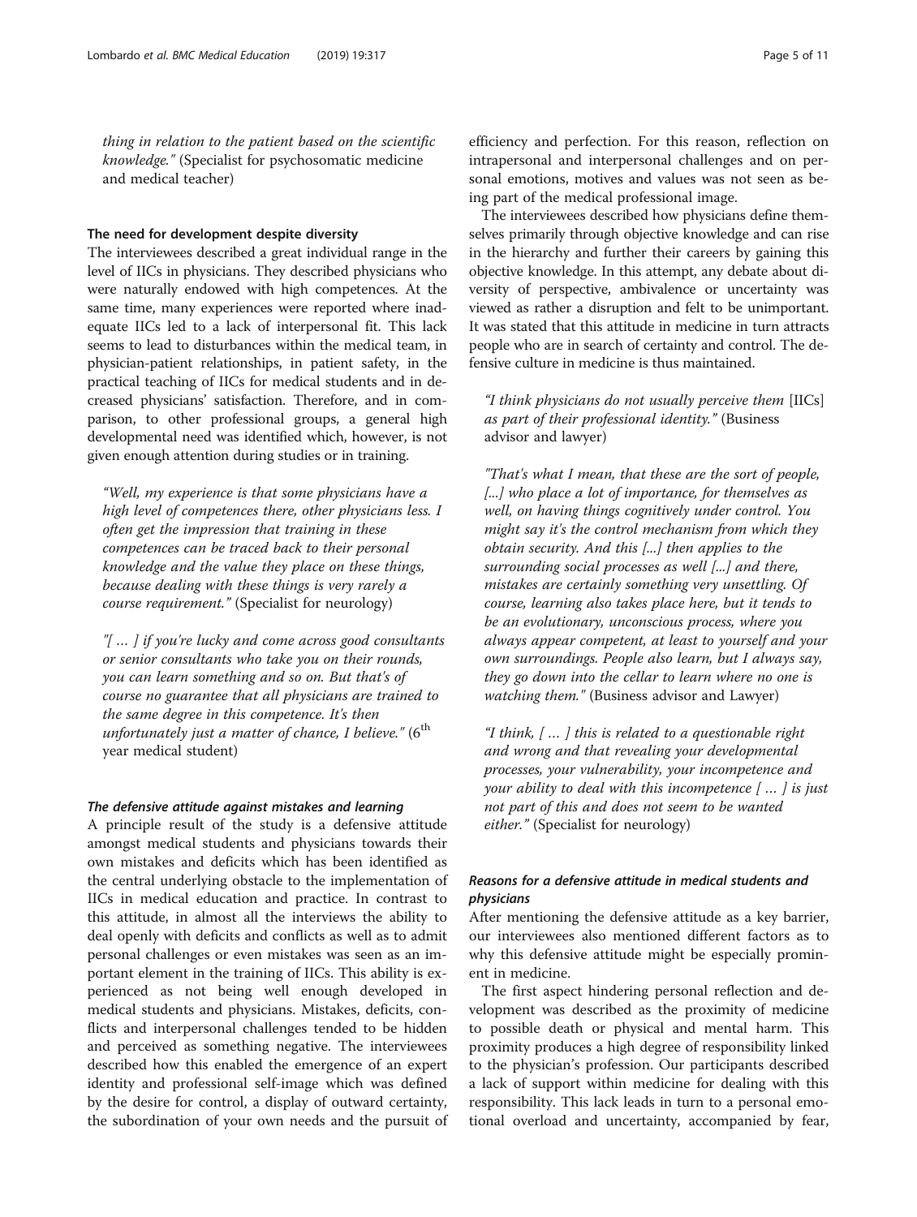*thing in relation to the patient based on the scientific knowledge."* (Specialist for psychosomatic medicine and medical teacher)

### The need for development despite diversity

The interviewees described a great individual range in the level of IICs in physicians. They described physicians who were naturally endowed with high competences. At the same time, many experiences were reported where inadequate IICs led to a lack of interpersonal fit. This lack seems to lead to disturbances within the medical team, in physician-patient relationships, in patient safety, in the practical teaching of IICs for medical students and in decreased physicians' satisfaction. Therefore, and in comparison, to other professional groups, a general high developmental need was identified which, however, is not given enough attention during studies or in training.

> *"Well, my experience is that some physicians have a high level of competences there, other physicians less. I often get the impression that training in these competences can be traced back to their personal knowledge and the value they place on these things, because dealing with these things is very rarely a course requirement."* (Specialist for neurology)

> *"[ … ] if you're lucky and come across good consultants or senior consultants who take you on their rounds, you can learn something and so on. But that's of course no guarantee that all physicians are trained to the same degree in this competence. It's then unfortunately just a matter of chance, I believe."* (6th year medical student)

#### *The defensive attitude against mistakes and learning*

A principle result of the study is a defensive attitude amongst medical students and physicians towards their own mistakes and deficits which has been identified as the central underlying obstacle to the implementation of IICs in medical education and practice. In contrast to this attitude, in almost all the interviews the ability to deal openly with deficits and conflicts as well as to admit personal challenges or even mistakes was seen as an important element in the training of IICs. This ability is experienced as not being well enough developed in medical students and physicians. Mistakes, deficits, conflicts and interpersonal challenges tended to be hidden and perceived as something negative. The interviewees described how this enabled the emergence of an expert identity and professional self-image which was defined by the desire for control, a display of outward certainty, the subordination of your own needs and the pursuit of efficiency and perfection. For this reason, reflection on intrapersonal and interpersonal challenges and on personal emotions, motives and values was not seen as being part of the medical professional image.

The interviewees described how physicians define themselves primarily through objective knowledge and can rise in the hierarchy and further their careers by gaining this objective knowledge. In this attempt, any debate about diversity of perspective, ambivalence or uncertainty was viewed as rather a disruption and felt to be unimportant. It was stated that this attitude in medicine in turn attracts people who are in search of certainty and control. The defensive culture in medicine is thus maintained.

> *"I think physicians do not usually perceive them* [IICs] *as part of their professional identity."* (Business advisor and lawyer)

> *"That's what I mean, that these are the sort of people, [...] who place a lot of importance, for themselves as well, on having things cognitively under control. You might say it's the control mechanism from which they obtain security. And this [...] then applies to the surrounding social processes as well [...] and there, mistakes are certainly something very unsettling. Of course, learning also takes place here, but it tends to be an evolutionary, unconscious process, where you always appear competent, at least to yourself and your own surroundings. People also learn, but I always say, they go down into the cellar to learn where no one is watching them."* (Business advisor and Lawyer)

> *"I think, [ … ] this is related to a questionable right and wrong and that revealing your developmental processes, your vulnerability, your incompetence and your ability to deal with this incompetence [ … ] is just not part of this and does not seem to be wanted either."* (Specialist for neurology)

#### *Reasons for a defensive attitude in medical students and physicians*

After mentioning the defensive attitude as a key barrier, our interviewees also mentioned different factors as to why this defensive attitude might be especially prominent in medicine.

The first aspect hindering personal reflection and development was described as the proximity of medicine to possible death or physical and mental harm. This proximity produces a high degree of responsibility linked to the physician's profession. Our participants described a lack of support within medicine for dealing with this responsibility. This lack leads in turn to a personal emotional overload and uncertainty, accompanied by fear,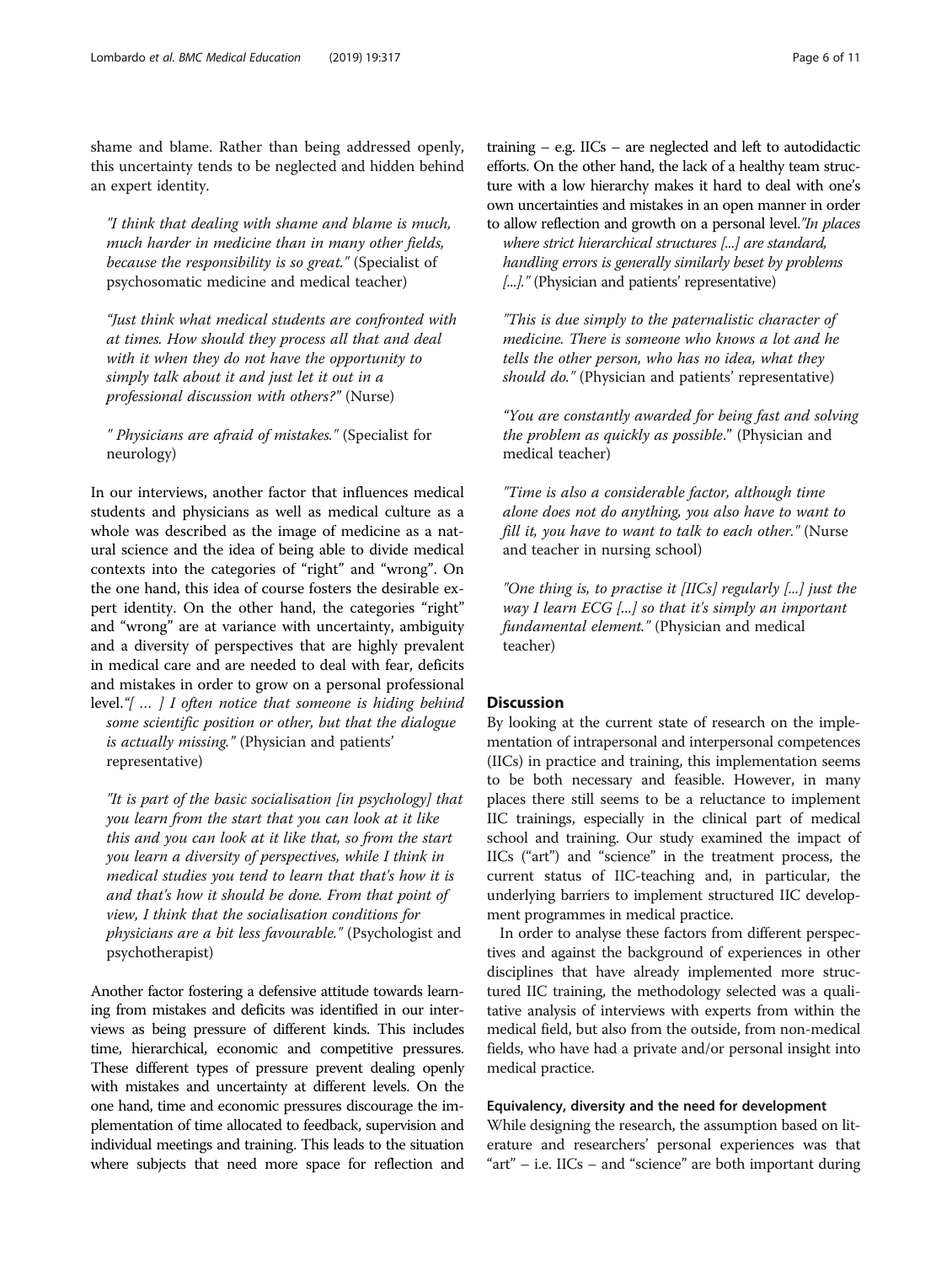shame and blame. Rather than being addressed openly, this uncertainty tends to be neglected and hidden behind an expert identity.

> *"I think that dealing with shame and blame is much, much harder in medicine than in many other fields, because the responsibility is so great."* (Specialist of psychosomatic medicine and medical teacher)

> *"Just think what medical students are confronted with at times. How should they process all that and deal with it when they do not have the opportunity to simply talk about it and just let it out in a professional discussion with others?"* (Nurse)

> *" Physicians are afraid of mistakes."* (Specialist for neurology)

In our interviews, another factor that influences medical students and physicians as well as medical culture as a whole was described as the image of medicine as a natural science and the idea of being able to divide medical contexts into the categories of "right" and "wrong". On the one hand, this idea of course fosters the desirable expert identity. On the other hand, the categories "right" and "wrong" are at variance with uncertainty, ambiguity and a diversity of perspectives that are highly prevalent in medical care and are needed to deal with fear, deficits and mistakes in order to grow on a personal professional level.

> *"[ … ] I often notice that someone is hiding behind some scientific position or other, but that the dialogue is actually missing."* (Physician and patients' representative)

> *"It is part of the basic socialisation [in psychology] that you learn from the start that you can look at it like this and you can look at it like that, so from the start you learn a diversity of perspectives, while I think in medical studies you tend to learn that that's how it is and that's how it should be done. From that point of view, I think that the socialisation conditions for physicians are a bit less favourable."* (Psychologist and psychotherapist)

Another factor fostering a defensive attitude towards learning from mistakes and deficits was identified in our interviews as being pressure of different kinds. This includes time, hierarchical, economic and competitive pressures. These different types of pressure prevent dealing openly with mistakes and uncertainty at different levels. On the one hand, time and economic pressures discourage the implementation of time allocated to feedback, supervision and individual meetings and training. This leads to the situation where subjects that need more space for reflection and training – e.g. IICs – are neglected and left to autodidactic efforts. On the other hand, the lack of a healthy team structure with a low hierarchy makes it hard to deal with one's own uncertainties and mistakes in an open manner in order to allow reflection and growth on a personal level.

> *"In places where strict hierarchical structures [...] are standard, handling errors is generally similarly beset by problems [...]."* (Physician and patients' representative)

> *"This is due simply to the paternalistic character of medicine. There is someone who knows a lot and he tells the other person, who has no idea, what they should do."* (Physician and patients' representative)

> *"You are constantly awarded for being fast and solving the problem as quickly as possible."* (Physician and medical teacher)

> *"Time is also a considerable factor, although time alone does not do anything, you also have to want to fill it, you have to want to talk to each other."* (Nurse and teacher in nursing school)

> *"One thing is, to practise it [IICs] regularly [...] just the way I learn ECG [...] so that it's simply an important fundamental element."* (Physician and medical teacher)

## Discussion

By looking at the current state of research on the implementation of intrapersonal and interpersonal competences (IICs) in practice and training, this implementation seems to be both necessary and feasible. However, in many places there still seems to be a reluctance to implement IIC trainings, especially in the clinical part of medical school and training. Our study examined the impact of IICs ("art") and "science" in the treatment process, the current status of IIC-teaching and, in particular, the underlying barriers to implement structured IIC development programmes in medical practice.

In order to analyse these factors from different perspectives and against the background of experiences in other disciplines that have already implemented more structured IIC training, the methodology selected was a qualitative analysis of interviews with experts from within the medical field, but also from the outside, from non-medical fields, who have had a private and/or personal insight into medical practice.

### Equivalency, diversity and the need for development

While designing the research, the assumption based on literature and researchers' personal experiences was that "art" – i.e. IICs – and "science" are both important during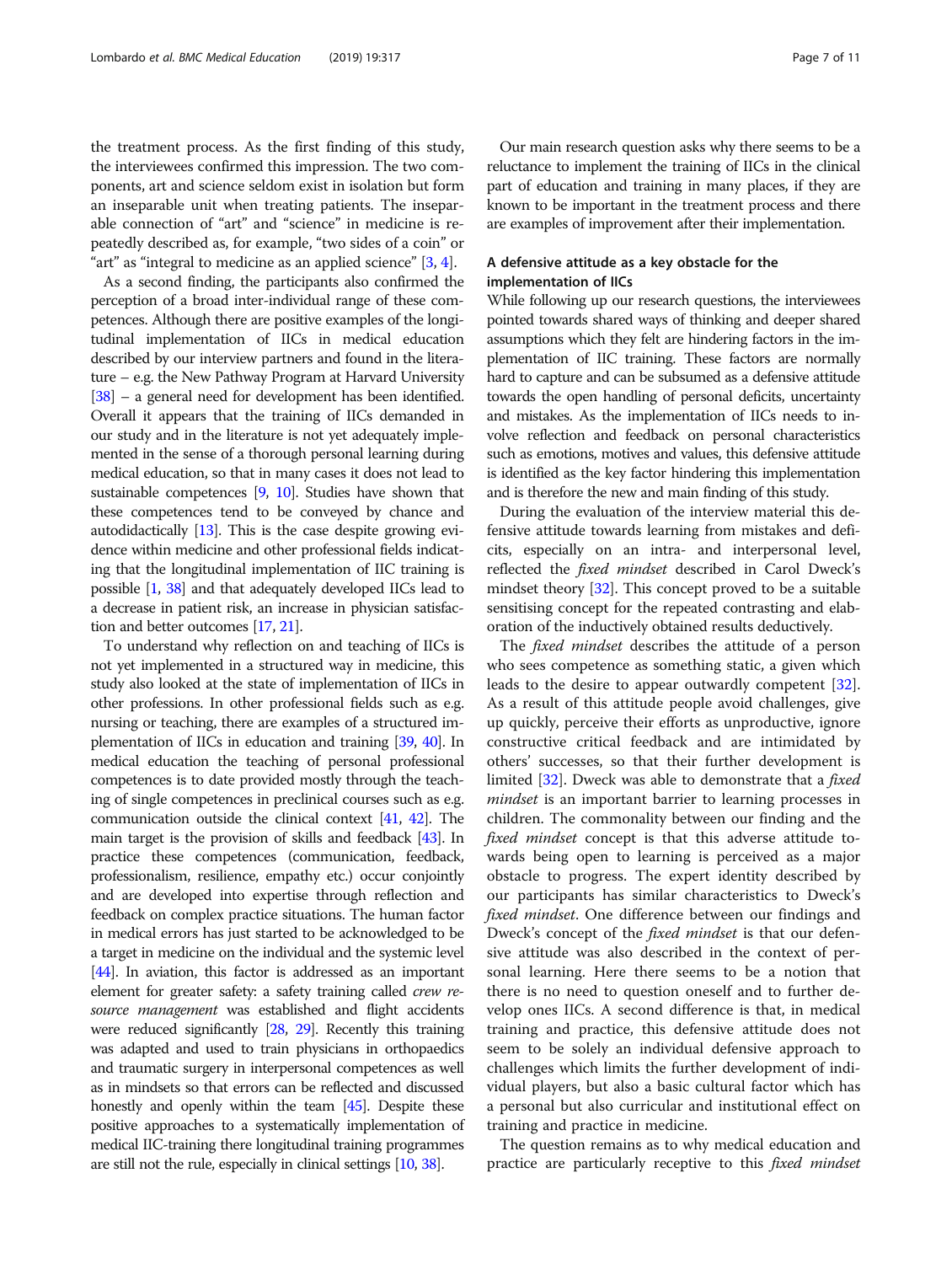the treatment process. As the first finding of this study, the interviewees confirmed this impression. The two components, art and science seldom exist in isolation but form an inseparable unit when treating patients. The inseparable connection of "art" and "science" in medicine is repeatedly described as, for example, "two sides of a coin" or "art" as "integral to medicine as an applied science" [3, 4].

As a second finding, the participants also confirmed the perception of a broad inter-individual range of these competences. Although there are positive examples of the longitudinal implementation of IICs in medical education described by our interview partners and found in the literature – e.g. the New Pathway Program at Harvard University [38] – a general need for development has been identified. Overall it appears that the training of IICs demanded in our study and in the literature is not yet adequately implemented in the sense of a thorough personal learning during medical education, so that in many cases it does not lead to sustainable competences [9, 10]. Studies have shown that these competences tend to be conveyed by chance and autodidactically [13]. This is the case despite growing evidence within medicine and other professional fields indicating that the longitudinal implementation of IIC training is possible [1, 38] and that adequately developed IICs lead to a decrease in patient risk, an increase in physician satisfaction and better outcomes [17, 21].

To understand why reflection on and teaching of IICs is not yet implemented in a structured way in medicine, this study also looked at the state of implementation of IICs in other professions. In other professional fields such as e.g. nursing or teaching, there are examples of a structured implementation of IICs in education and training [39, 40]. In medical education the teaching of personal professional competences is to date provided mostly through the teaching of single competences in preclinical courses such as e.g. communication outside the clinical context [41, 42]. The main target is the provision of skills and feedback [43]. In practice these competences (communication, feedback, professionalism, resilience, empathy etc.) occur conjointly and are developed into expertise through reflection and feedback on complex practice situations. The human factor in medical errors has just started to be acknowledged to be a target in medicine on the individual and the systemic level [44]. In aviation, this factor is addressed as an important element for greater safety: a safety training called *crew resource management* was established and flight accidents were reduced significantly [28, 29]. Recently this training was adapted and used to train physicians in orthopaedics and traumatic surgery in interpersonal competences as well as in mindsets so that errors can be reflected and discussed honestly and openly within the team [45]. Despite these positive approaches to a systematically implementation of medical IIC-training there longitudinal training programmes are still not the rule, especially in clinical settings [10, 38].

Our main research question asks why there seems to be a reluctance to implement the training of IICs in the clinical part of education and training in many places, if they are known to be important in the treatment process and there are examples of improvement after their implementation.

### A defensive attitude as a key obstacle for the implementation of IICs

While following up our research questions, the interviewees pointed towards shared ways of thinking and deeper shared assumptions which they felt are hindering factors in the implementation of IIC training. These factors are normally hard to capture and can be subsumed as a defensive attitude towards the open handling of personal deficits, uncertainty and mistakes. As the implementation of IICs needs to involve reflection and feedback on personal characteristics such as emotions, motives and values, this defensive attitude is identified as the key factor hindering this implementation and is therefore the new and main finding of this study.

During the evaluation of the interview material this defensive attitude towards learning from mistakes and deficits, especially on an intra- and interpersonal level, reflected the *fixed mindset* described in Carol Dweck's mindset theory [32]. This concept proved to be a suitable sensitising concept for the repeated contrasting and elaboration of the inductively obtained results deductively.

The *fixed mindset* describes the attitude of a person who sees competence as something static, a given which leads to the desire to appear outwardly competent [32]. As a result of this attitude people avoid challenges, give up quickly, perceive their efforts as unproductive, ignore constructive critical feedback and are intimidated by others' successes, so that their further development is limited [32]. Dweck was able to demonstrate that a *fixed mindset* is an important barrier to learning processes in children. The commonality between our finding and the *fixed mindset* concept is that this adverse attitude towards being open to learning is perceived as a major obstacle to progress. The expert identity described by our participants has similar characteristics to Dweck's *fixed mindset*. One difference between our findings and Dweck's concept of the *fixed mindset* is that our defensive attitude was also described in the context of personal learning. Here there seems to be a notion that there is no need to question oneself and to further develop ones IICs. A second difference is that, in medical training and practice, this defensive attitude does not seem to be solely an individual defensive approach to challenges which limits the further development of individual players, but also a basic cultural factor which has a personal but also curricular and institutional effect on training and practice in medicine.

The question remains as to why medical education and practice are particularly receptive to this *fixed mindset*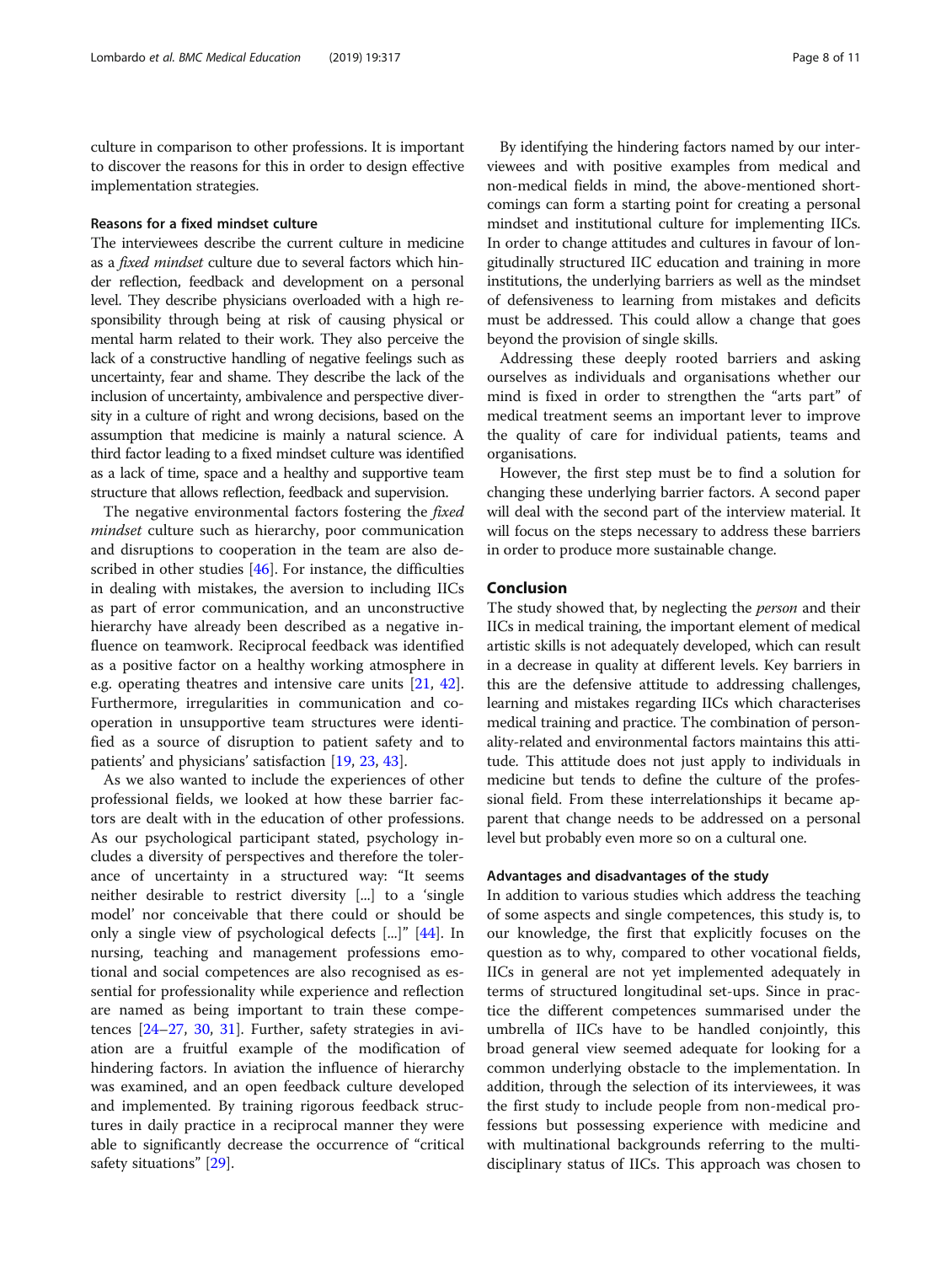culture in comparison to other professions. It is important to discover the reasons for this in order to design effective implementation strategies.

### Reasons for a fixed mindset culture

The interviewees describe the current culture in medicine as a *fixed mindset* culture due to several factors which hinder reflection, feedback and development on a personal level. They describe physicians overloaded with a high responsibility through being at risk of causing physical or mental harm related to their work. They also perceive the lack of a constructive handling of negative feelings such as uncertainty, fear and shame. They describe the lack of the inclusion of uncertainty, ambivalence and perspective diversity in a culture of right and wrong decisions, based on the assumption that medicine is mainly a natural science. A third factor leading to a fixed mindset culture was identified as a lack of time, space and a healthy and supportive team structure that allows reflection, feedback and supervision.

The negative environmental factors fostering the *fixed mindset* culture such as hierarchy, poor communication and disruptions to cooperation in the team are also described in other studies [46]. For instance, the difficulties in dealing with mistakes, the aversion to including IICs as part of error communication, and an unconstructive hierarchy have already been described as a negative influence on teamwork. Reciprocal feedback was identified as a positive factor on a healthy working atmosphere in e.g. operating theatres and intensive care units [21, 42]. Furthermore, irregularities in communication and cooperation in unsupportive team structures were identified as a source of disruption to patient safety and to patients' and physicians' satisfaction [19, 23, 43].

As we also wanted to include the experiences of other professional fields, we looked at how these barrier factors are dealt with in the education of other professions. As our psychological participant stated, psychology includes a diversity of perspectives and therefore the tolerance of uncertainty in a structured way: "It seems neither desirable to restrict diversity [...] to a 'single model' nor conceivable that there could or should be only a single view of psychological defects [...]" [44]. In nursing, teaching and management professions emotional and social competences are also recognised as essential for professionality while experience and reflection are named as being important to train these competences [24–27, 30, 31]. Further, safety strategies in aviation are a fruitful example of the modification of hindering factors. In aviation the influence of hierarchy was examined, and an open feedback culture developed and implemented. By training rigorous feedback structures in daily practice in a reciprocal manner they were able to significantly decrease the occurrence of "critical safety situations" [29].

By identifying the hindering factors named by our interviewees and with positive examples from medical and non-medical fields in mind, the above-mentioned shortcomings can form a starting point for creating a personal mindset and institutional culture for implementing IICs. In order to change attitudes and cultures in favour of longitudinally structured IIC education and training in more institutions, the underlying barriers as well as the mindset of defensiveness to learning from mistakes and deficits must be addressed. This could allow a change that goes beyond the provision of single skills.

Addressing these deeply rooted barriers and asking ourselves as individuals and organisations whether our mind is fixed in order to strengthen the "arts part" of medical treatment seems an important lever to improve the quality of care for individual patients, teams and organisations.

However, the first step must be to find a solution for changing these underlying barrier factors. A second paper will deal with the second part of the interview material. It will focus on the steps necessary to address these barriers in order to produce more sustainable change.

## Conclusion

The study showed that, by neglecting the *person* and their IICs in medical training, the important element of medical artistic skills is not adequately developed, which can result in a decrease in quality at different levels. Key barriers in this are the defensive attitude to addressing challenges, learning and mistakes regarding IICs which characterises medical training and practice. The combination of personality-related and environmental factors maintains this attitude. This attitude does not just apply to individuals in medicine but tends to define the culture of the professional field. From these interrelationships it became apparent that change needs to be addressed on a personal level but probably even more so on a cultural one.

### Advantages and disadvantages of the study

In addition to various studies which address the teaching of some aspects and single competences, this study is, to our knowledge, the first that explicitly focuses on the question as to why, compared to other vocational fields, IICs in general are not yet implemented adequately in terms of structured longitudinal set-ups. Since in practice the different competences summarised under the umbrella of IICs have to be handled conjointly, this broad general view seemed adequate for looking for a common underlying obstacle to the implementation. In addition, through the selection of its interviewees, it was the first study to include people from non-medical professions but possessing experience with medicine and with multinational backgrounds referring to the multidisciplinary status of IICs. This approach was chosen to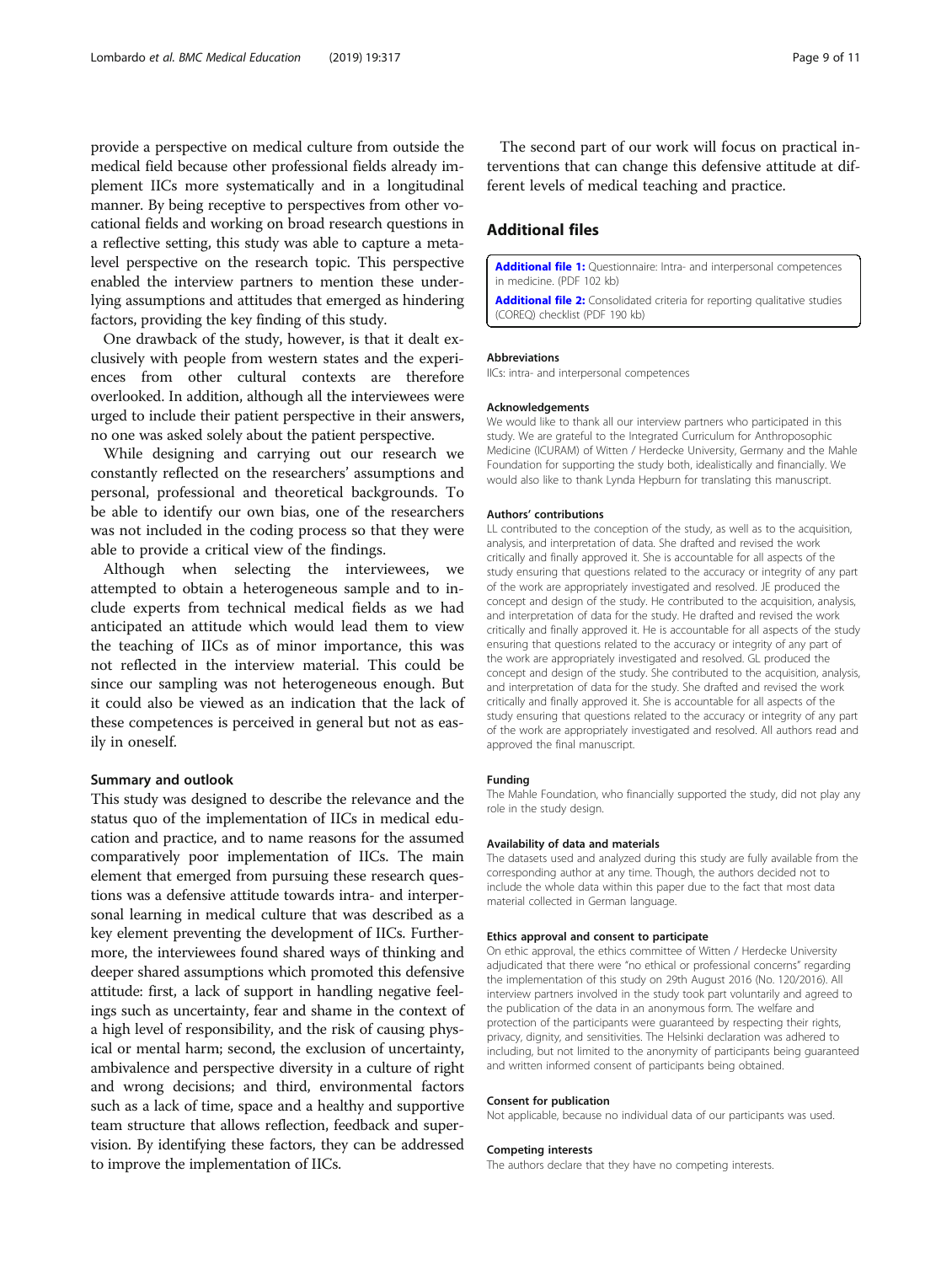provide a perspective on medical culture from outside the medical field because other professional fields already implement IICs more systematically and in a longitudinal manner. By being receptive to perspectives from other vocational fields and working on broad research questions in a reflective setting, this study was able to capture a meta-level perspective on the research topic. This perspective enabled the interview partners to mention these underlying assumptions and attitudes that emerged as hindering factors, providing the key finding of this study.

One drawback of the study, however, is that it dealt exclusively with people from western states and the experiences from other cultural contexts are therefore overlooked. In addition, although all the interviewees were urged to include their patient perspective in their answers, no one was asked solely about the patient perspective.

While designing and carrying out our research we constantly reflected on the researchers' assumptions and personal, professional and theoretical backgrounds. To be able to identify our own bias, one of the researchers was not included in the coding process so that they were able to provide a critical view of the findings.

Although when selecting the interviewees, we attempted to obtain a heterogeneous sample and to include experts from technical medical fields as we had anticipated an attitude which would lead them to view the teaching of IICs as of minor importance, this was not reflected in the interview material. This could be since our sampling was not heterogeneous enough. But it could also be viewed as an indication that the lack of these competences is perceived in general but not as easily in oneself.

### Summary and outlook

This study was designed to describe the relevance and the status quo of the implementation of IICs in medical education and practice, and to name reasons for the assumed comparatively poor implementation of IICs. The main element that emerged from pursuing these research questions was a defensive attitude towards intra- and interpersonal learning in medical culture that was described as a key element preventing the development of IICs. Furthermore, the interviewees found shared ways of thinking and deeper shared assumptions which promoted this defensive attitude: first, a lack of support in handling negative feelings such as uncertainty, fear and shame in the context of a high level of responsibility, and the risk of causing physical or mental harm; second, the exclusion of uncertainty, ambivalence and perspective diversity in a culture of right and wrong decisions; and third, environmental factors such as a lack of time, space and a healthy and supportive team structure that allows reflection, feedback and supervision. By identifying these factors, they can be addressed to improve the implementation of IICs.

The second part of our work will focus on practical interventions that can change this defensive attitude at different levels of medical teaching and practice.

## Additional files

**Additional file 1:** Questionnaire: Intra- and interpersonal competences in medicine. (PDF 102 kb)

**Additional file 2:** Consolidated criteria for reporting qualitative studies (COREQ) checklist (PDF 190 kb)

#### Abbreviations

IICs: intra- and interpersonal competences

#### Acknowledgements

We would like to thank all our interview partners who participated in this study. We are grateful to the Integrated Curriculum for Anthroposophic Medicine (ICURAM) of Witten / Herdecke University, Germany and the Mahle Foundation for supporting the study both, idealistically and financially. We would also like to thank Lynda Hepburn for translating this manuscript.

#### Authors' contributions

LL contributed to the conception of the study, as well as to the acquisition, analysis, and interpretation of data. She drafted and revised the work critically and finally approved it. She is accountable for all aspects of the study ensuring that questions related to the accuracy or integrity of any part of the work are appropriately investigated and resolved. JE produced the concept and design of the study. He contributed to the acquisition, analysis, and interpretation of data for the study. He drafted and revised the work critically and finally approved it. He is accountable for all aspects of the study ensuring that questions related to the accuracy or integrity of any part of the work are appropriately investigated and resolved. GL produced the concept and design of the study. She contributed to the acquisition, analysis, and interpretation of data for the study. She drafted and revised the work critically and finally approved it. She is accountable for all aspects of the study ensuring that questions related to the accuracy or integrity of any part of the work are appropriately investigated and resolved. All authors read and approved the final manuscript.

#### Funding

The Mahle Foundation, who financially supported the study, did not play any role in the study design.

#### Availability of data and materials

The datasets used and analyzed during this study are fully available from the corresponding author at any time. Though, the authors decided not to include the whole data within this paper due to the fact that most data material collected in German language.

#### Ethics approval and consent to participate

On ethic approval, the ethics committee of Witten / Herdecke University adjudicated that there were "no ethical or professional concerns" regarding the implementation of this study on 29th August 2016 (No. 120/2016). All interview partners involved in the study took part voluntarily and agreed to the publication of the data in an anonymous form. The welfare and protection of the participants were guaranteed by respecting their rights, privacy, dignity, and sensitivities. The Helsinki declaration was adhered to including, but not limited to the anonymity of participants being guaranteed and written informed consent of participants being obtained.

#### Consent for publication

Not applicable, because no individual data of our participants was used.

#### Competing interests

The authors declare that they have no competing interests.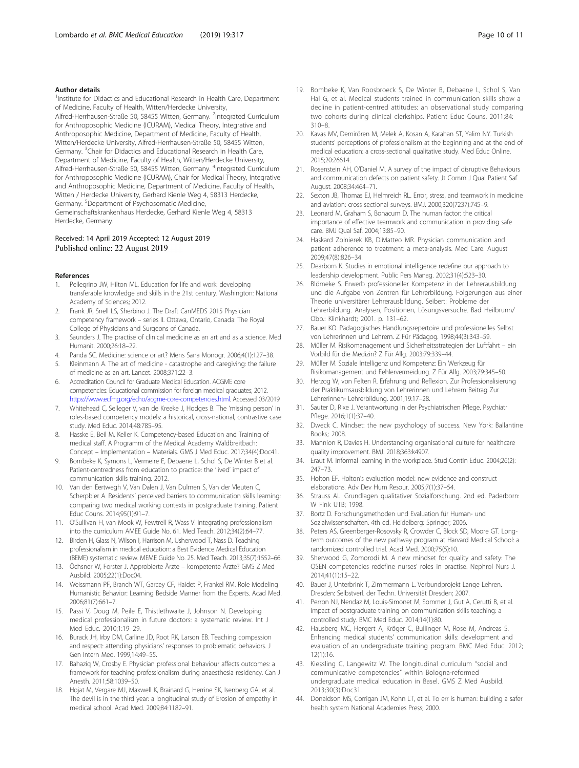#### Author details

[1]Institute for Didactics and Educational Research in Health Care, Department of Medicine, Faculty of Health, Witten/Herdecke University, Alfred-Herrhausen-Straße 50, 58455 Witten, Germany. [2]Integrated Curriculum for Anthroposophic Medicine (ICURAM), Medical Theory, Integrative and Anthroposophic Medicine, Department of Medicine, Faculty of Health, Witten/Herdecke University, Alfred-Herrhausen-Straße 50, 58455 Witten, Germany. [3]Chair for Didactics and Educational Research in Health Care, Department of Medicine, Faculty of Health, Witten/Herdecke University, Alfred-Herrhausen-Straße 50, 58455 Witten, Germany. [4]Integrated Curriculum for Anthroposophic Medicine (ICURAM), Chair for Medical Theory, Integrative and Anthroposophic Medicine, Department of Medicine, Faculty of Health, Witten / Herdecke University, Gerhard Kienle Weg 4, 58313 Herdecke, Germany. [5]Department of Psychosomatic Medicine, Gemeinschaftskrankenhaus Herdecke, Gerhard Kienle Weg 4, 58313 Herdecke, Germany.

Received: 14 April 2019 Accepted: 12 August 2019
Published online: 22 August 2019

#### References

1. Pellegrino JW, Hilton ML. Education for life and work: developing transferable knowledge and skills in the 21st century. Washington: National Academy of Sciences; 2012.
2. Frank JR, Snell LS, Sherbino J. The Draft CanMEDS 2015 Physician competency framework – series II. Ottawa, Ontario, Canada: The Royal College of Physicians and Surgeons of Canada.
3. Saunders J. The practise of clinical medicine as an art and as a science. Med Humanit. 2000;26:18–22.
4. Panda SC. Medicine: science or art? Mens Sana Monogr. 2006;4(1):127–38.
5. Kleinmann A. The art of medicine - catastrophe and caregiving: the failure of medicine as an art. Lancet. 2008;371:22–3.
6. Accreditation Council for Graduate Medical Education. ACGME core competencies: Educational commission for foreign medical graduates; 2012. https://www.ecfmg.org/echo/acgme-core-competencies.html. Accessed 03/2019
7. Whitehead C, Selleger V, van de Kreeke J, Hodges B. The 'missing person' in roles-based competency models: a historical, cross-national, contrastive case study. Med Educ. 2014;48:785–95.
8. Hasske E, Beil M, Keller K. Competency-based Education and Training of medical staff. A Programm of the Medical Academy Waldbreitbach: Concept – Implementation – Materials. GMS J Med Educ. 2017;34(4):Doc41.
9. Bombeke K, Symons L, Vermeire E, Debaene L, Schol S, De Winter B et al. Patient-centredness from education to practice: the 'lived' impact of communication skills training. 2012.
10. Van den Eertwegh V, Van Dalen J, Van Dulmen S, Van der Vleuten C, Scherpbier A. Residents' perceived barriers to communication skills learning: comparing two medical working contexts in postgraduate training. Patient Educ Couns. 2014;95(1):91–7.
11. O'Sullivan H, van Mook W, Fewtrell R, Wass V. Integrating professionalism into the curriculum AMEE Guide No. 61. Med Teach. 2012;34(2):64–77.
12. Birden H, Glass N, Wilson I, Harrison M, Usherwood T, Nass D. Teaching professionalism in medical education: a Best Evidence Medical Education (BEME) systematic review. MEME Guide No. 25. Med Teach. 2013;35(7):1552–66.
13. Öchsner W, Forster J. Approbierte Ärzte – kompetente Ärzte? GMS Z Med Ausbild. 2005;22(1):Doc04.
14. Weissmann PF, Branch WT, Garcey CF, Haidet P, Frankel RM. Role Modeling Humanistic Behavior: Learning Bedside Manner from the Experts. Acad Med. 2006;81(7):661–7.
15. Passi V, Doug M, Peile E, Thistlethwaite J, Johnson N. Developing medical professionalism in future doctors: a systematic review. Int J Med Educ. 2010;1:19–29.
16. Burack JH, Irby DM, Carline JD, Root RK, Larson EB. Teaching compassion and respect: attending physicians' responses to problematic behaviors. J Gen Intern Med. 1999;14:49–55.
17. Bahaziq W, Crosby E. Physician professional behaviour affects outcomes: a framework for teaching professionalism during anaesthesia residency. Can J Anesth. 2011;58:1039–50.
18. Hojat M, Vergare MJ, Maxwell K, Brainard G, Herrine SK, Isenberg GA, et al. The devil is in the third year: a longitudinal study of Erosion of empathy in medical school. Acad Med. 2009;84:1182–91.
19. Bombeke K, Van Roosbroeck S, De Winter B, Debaene L, Schol S, Van Hal G, et al. Medical students trained in communication skills show a decline in patient-centred attitudes: an observational study comparing two cohorts during clinical clerkships. Patient Educ Couns. 2011;84:310–8.
20. Kavas MV, Demirören M, Melek A, Kosan A, Karahan ST, Yalim NY. Turkish students' perceptions of professionalism at the beginning and at the end of medical education: a cross-sectional qualitative study. Med Educ Online. 2015;20:26614.
21. Rosenstein AH, O'Daniel M. A survey of the impact of disruptive Behaviours and communication defects on patient safety. Jt Comm J Qual Patient Saf August. 2008;34:464–71.
22. Sexton JB, Thomas EJ, Helmreich RL. Error, stress, and teamwork in medicine and aviation: cross sectional surveys. BMJ. 2000;320(7237):745–9.
23. Leonard M, Graham S, Bonacum D. The human factor: the critical importance of effective teamwork and communication in providing safe care. BMJ Qual Saf. 2004;13:85–90.
24. Haskard Zolnierek KB, DiMatteo MR. Physician communication and patient adherence to treatment: a meta-analysis. Med Care. August 2009;47(8):826–34.
25. Dearborn K. Studies in emotional intelligence redefine our approach to leadership development. Public Pers Manag. 2002;31(4):523–30.
26. Blömeke S. Erwerb professioneller Kompetenz in der Lehrerausbildung und die Aufgabe von Zentren für Lehrerbildung. Folgerungen aus einer Theorie universitärer Lehrerausbildung. Seibert: Probleme der Lehrerbildung. Analysen, Positionen, Lösungsversuche. Bad Heilbrunn/Obb.: Klinkhardt; 2001. p. 131–62.
27. Bauer KO. Pädagogisches Handlungsrepertoire und professionelles Selbst von Lehrerinnen und Lehrern. Z Für Pädagog. 1998;44(3):343–59.
28. Müller M. Risikomanagement und Sicherheitsstrategien der Luftfahrt – ein Vorbild für die Medizin? Z Für Allg. 2003;79:339–44.
29. Müller M. Soziale Intelligenz und Kompetenz: Ein Werkzeug für Risikomanagement und Fehlervermeidung. Z Für Allg. 2003;79:345–50.
30. Herzog W, von Felten R. Erfahrung und Reflexion. Zur Professionalisierung der Praktikumsausbildung von Lehrerinnen und Lehrern Beitrag Zur Lehrerinnen- Lehrerbildung. 2001;19:17–28.
31. Sauter D, Rixe J. Verantwortung in der Psychiatrischen Pflege. Psychiatr Pflege. 2016;1(1):37–40.
32. Dweck C. Mindset: the new psychology of success. New York: Ballantine Books; 2008.
33. Mannion R, Davies H. Understanding organisational culture for healthcare quality improvement. BMJ. 2018;363:k4907.
34. Eraut M. Informal learning in the workplace. Stud Contin Educ. 2004;26(2):247–73.
35. Holton EF. Holton's evaluation model: new evidence and construct elaborations. Adv Dev Hum Resour. 2005;7(1):37–54.
36. Strauss AL. Grundlagen qualitativer Sozialforschung. 2nd ed. Paderborn: W Fink UTB; 1998.
37. Bortz D. Forschungsmethoden und Evaluation für Human- und Sozialwissenschaften. 4th ed. Heidelberg: Springer; 2006.
38. Peters AS, Greenberger-Rosovsky R, Crowder C, Block SD, Moore GT. Long-term outcomes of the new pathway program at Harvard Medical School: a randomized controlled trial. Acad Med. 2000;75(5):10.
39. Sherwood G, Zomorodi M. A new mindset for quality and safety: The QSEN competencies redefine nurses' roles in practise. Nephrol Nurs J. 2014;41(1):15–22.
40. Bauer J, Unterbrink T, Zimmermann L. Verbundprojekt Lange Lehren. Dresden: Selbstverl. der Techn. Universität Dresden; 2007.
41. Perron NJ, Nendaz M, Louis-Simonet M, Sommer J, Gut A, Cerutti B, et al. Impact of postgraduate training on communication skills teaching: a controlled study. BMC Med Educ. 2014;14(1):80.
42. Hausberg MC, Hergert A, Kröger C, Bullinger M, Rose M, Andreas S. Enhancing medical students' communication skills: development and evaluation of an undergraduate training program. BMC Med Educ. 2012;12(1):16.
43. Kiessling C, Langewitz W. The longitudinal curriculum "social and communicative competencies" within Bologna-reformed undergraduate medical education in Basel. GMS Z Med Ausbild. 2013;30(3):Doc31.
44. Donaldson MS, Corrigan JM, Kohn LT, et al. To err is human: building a safer health system National Academies Press; 2000.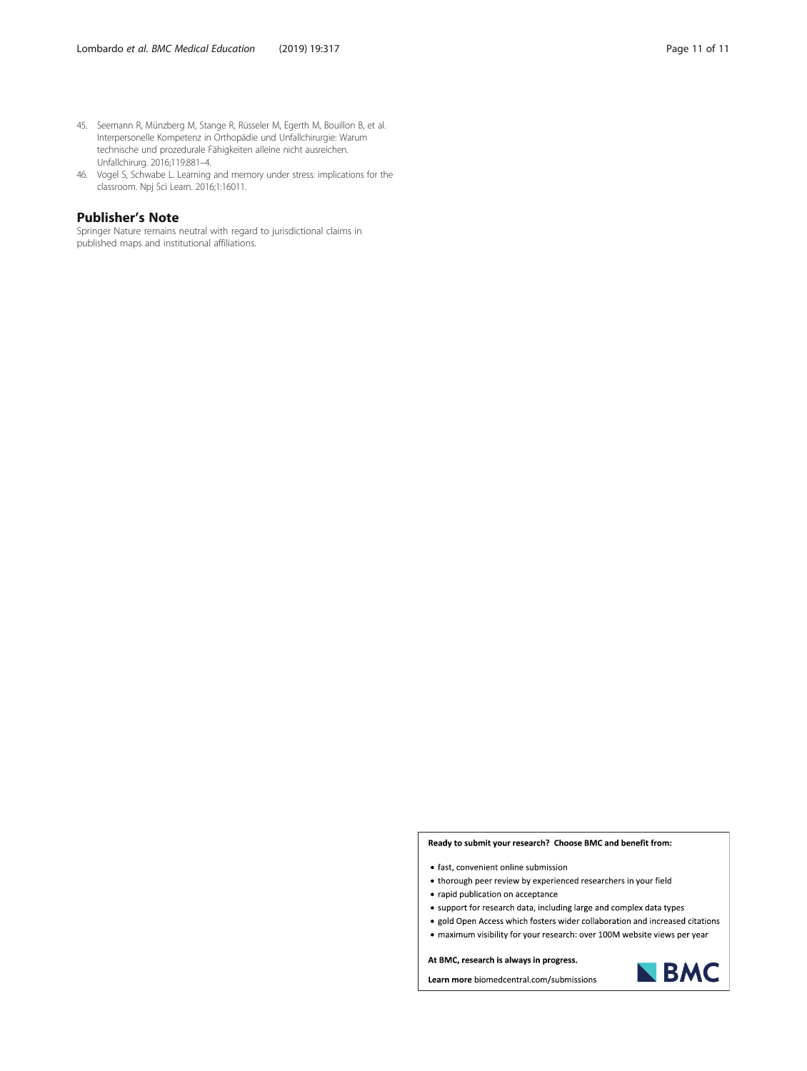45. Seemann R, Münzberg M, Stange R, Rüsseler M, Egerth M, Bouillon B, et al. Interpersonelle Kompetenz in Orthopädie und Unfallchirurgie: Warum technische und prozedurale Fähigkeiten alleine nicht ausreichen. Unfallchirurg. 2016;119:881–4.
46. Vogel S, Schwabe L. Learning and memory under stress: implications for the classroom. Npj Sci Learn. 2016;1:16011.

## Publisher's Note

Springer Nature remains neutral with regard to jurisdictional claims in published maps and institutional affiliations.

**Ready to submit your research? Choose BMC and benefit from:**

- fast, convenient online submission
- thorough peer review by experienced researchers in your field
- rapid publication on acceptance
- support for research data, including large and complex data types
- gold Open Access which fosters wider collaboration and increased citations
- maximum visibility for your research: over 100M website views per year

**At BMC, research is always in progress.**

**Learn more** biomedcentral.com/submissions

BMC